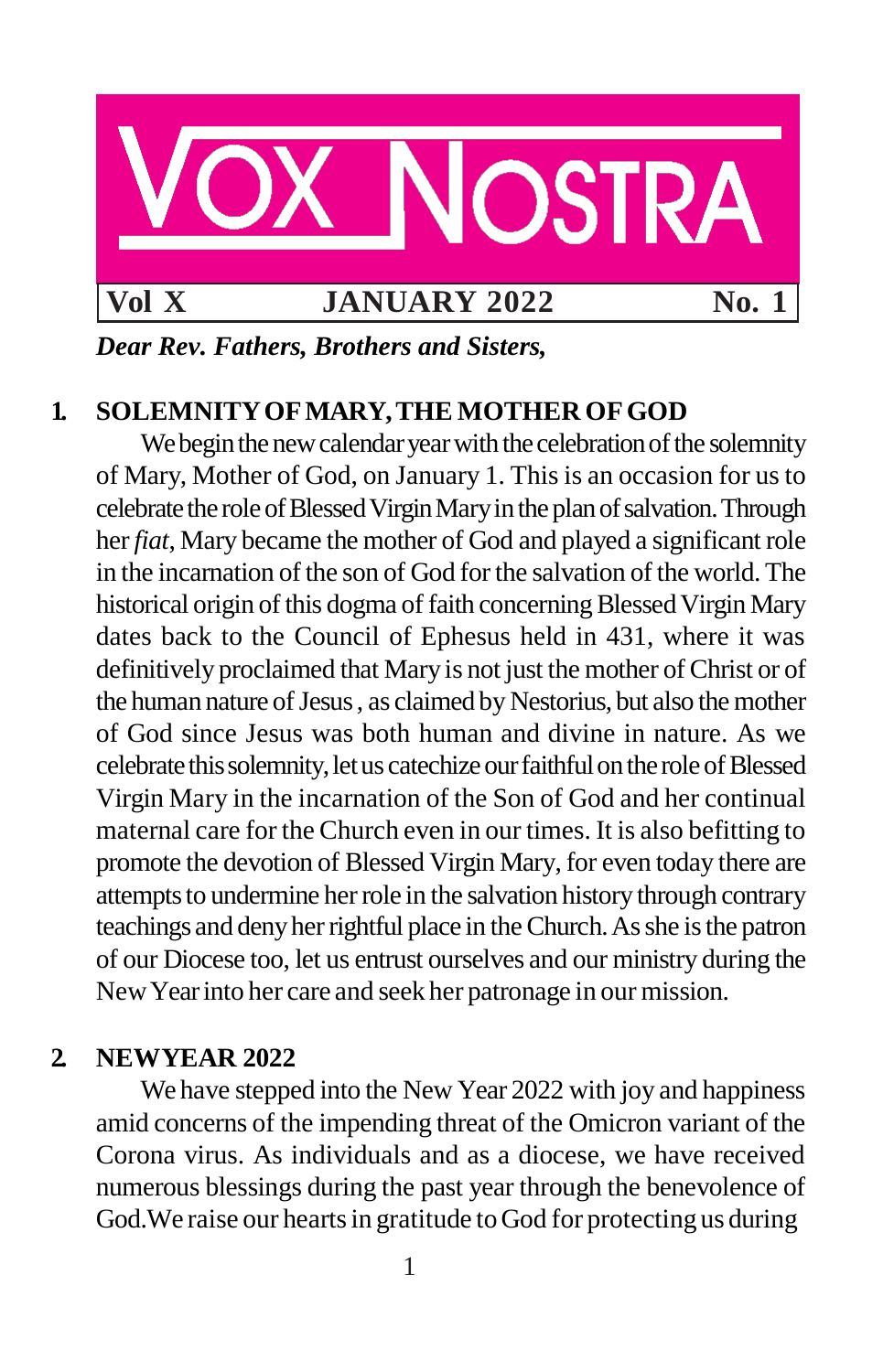# VOX NOSTRA

**Vol X** **JANUARY 2022** **No. 1**

***Dear Rev. Fathers, Brothers and Sisters,***

## 1. SOLEMNITY OF MARY, THE MOTHER OF GOD

We begin the new calendar year with the celebration of the solemnity of Mary, Mother of God, on January 1. This is an occasion for us to celebrate the role of Blessed Virgin Mary in the plan of salvation. Through her *fiat*, Mary became the mother of God and played a significant role in the incarnation of the son of God for the salvation of the world. The historical origin of this dogma of faith concerning Blessed Virgin Mary dates back to the Council of Ephesus held in 431, where it was definitively proclaimed that Mary is not just the mother of Christ or of the human nature of Jesus , as claimed by Nestorius, but also the mother of God since Jesus was both human and divine in nature. As we celebrate this solemnity, let us catechize our faithful on the role of Blessed Virgin Mary in the incarnation of the Son of God and her continual maternal care for the Church even in our times. It is also befitting to promote the devotion of Blessed Virgin Mary, for even today there are attempts to undermine her role in the salvation history through contrary teachings and deny her rightful place in the Church. As she is the patron of our Diocese too, let us entrust ourselves and our ministry during the New Year into her care and seek her patronage in our mission.

## 2. NEW YEAR 2022

We have stepped into the New Year 2022 with joy and happiness amid concerns of the impending threat of the Omicron variant of the Corona virus. As individuals and as a diocese, we have received numerous blessings during the past year through the benevolence of God.We raise our hearts in gratitude to God for protecting us during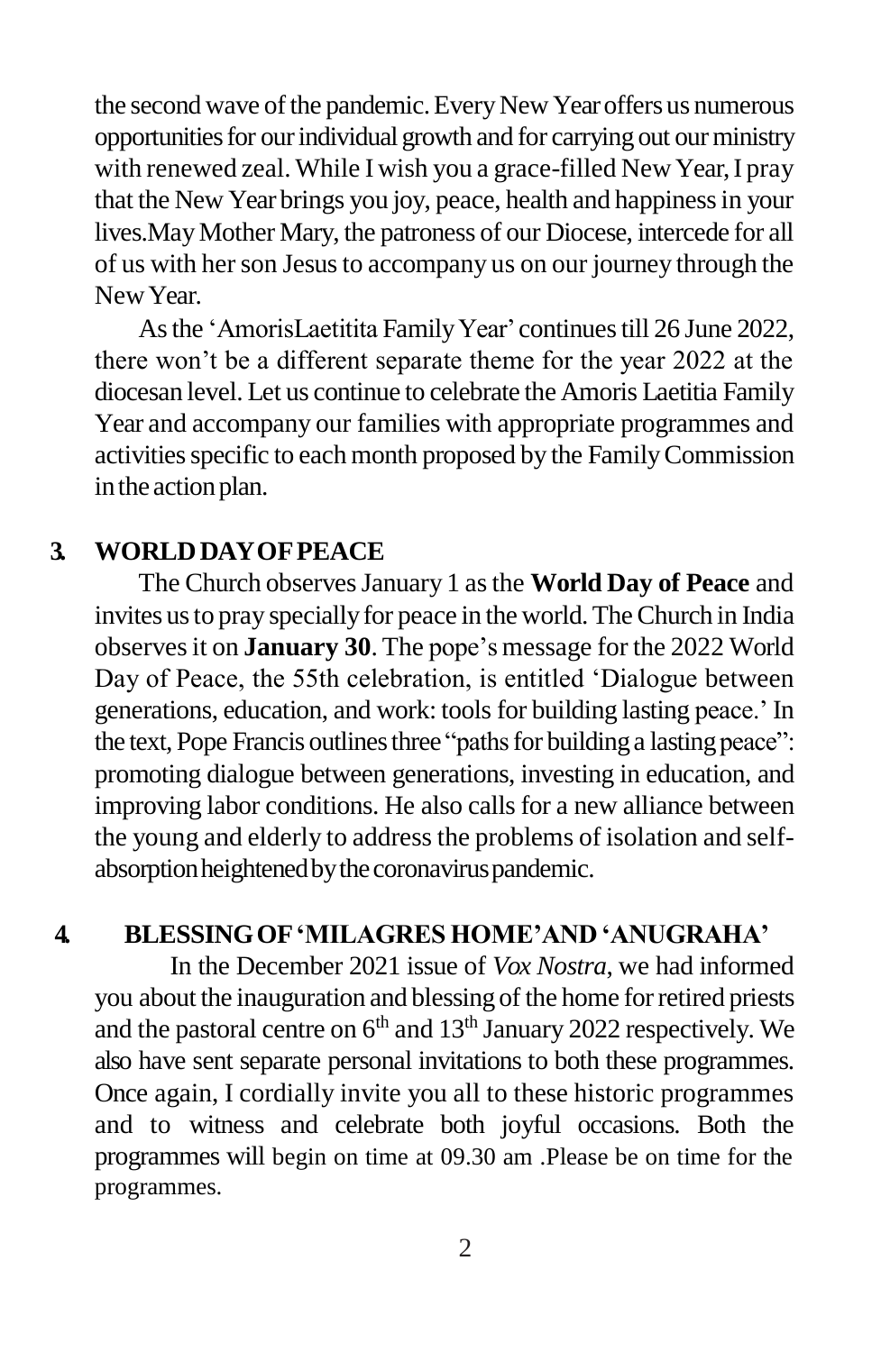the second wave of the pandemic. Every New Year offers us numerous opportunities for our individual growth and for carrying out our ministry with renewed zeal. While I wish you a grace-filled New Year, I pray that the New Year brings you joy, peace, health and happiness in your lives.May Mother Mary, the patroness of our Diocese, intercede for all of us with her son Jesus to accompany us on our journey through the New Year.

As the 'AmorisLaetitita Family Year' continues till 26 June 2022, there won't be a different separate theme for the year 2022 at the diocesan level. Let us continue to celebrate the Amoris Laetitia Family Year and accompany our families with appropriate programmes and activities specific to each month proposed by the Family Commission in the action plan.

## 3. WORLD DAY OF PEACE

The Church observes January 1 as the **World Day of Peace** and invites us to pray specially for peace in the world. The Church in India observes it on **January 30**. The pope's message for the 2022 World Day of Peace, the 55th celebration, is entitled 'Dialogue between generations, education, and work: tools for building lasting peace.' In the text, Pope Francis outlines three "paths for building a lasting peace": promoting dialogue between generations, investing in education, and improving labor conditions. He also calls for a new alliance between the young and elderly to address the problems of isolation and self-absorption heightened by the coronavirus pandemic.

## 4. BLESSING OF 'MILAGRES HOME' AND 'ANUGRAHA'

In the December 2021 issue of *Vox Nostra*, we had informed you about the inauguration and blessing of the home for retired priests and the pastoral centre on 6th and 13th January 2022 respectively. We also have sent separate personal invitations to both these programmes. Once again, I cordially invite you all to these historic programmes and to witness and celebrate both joyful occasions. Both the programmes will begin on time at 09.30 am .Please be on time for the programmes.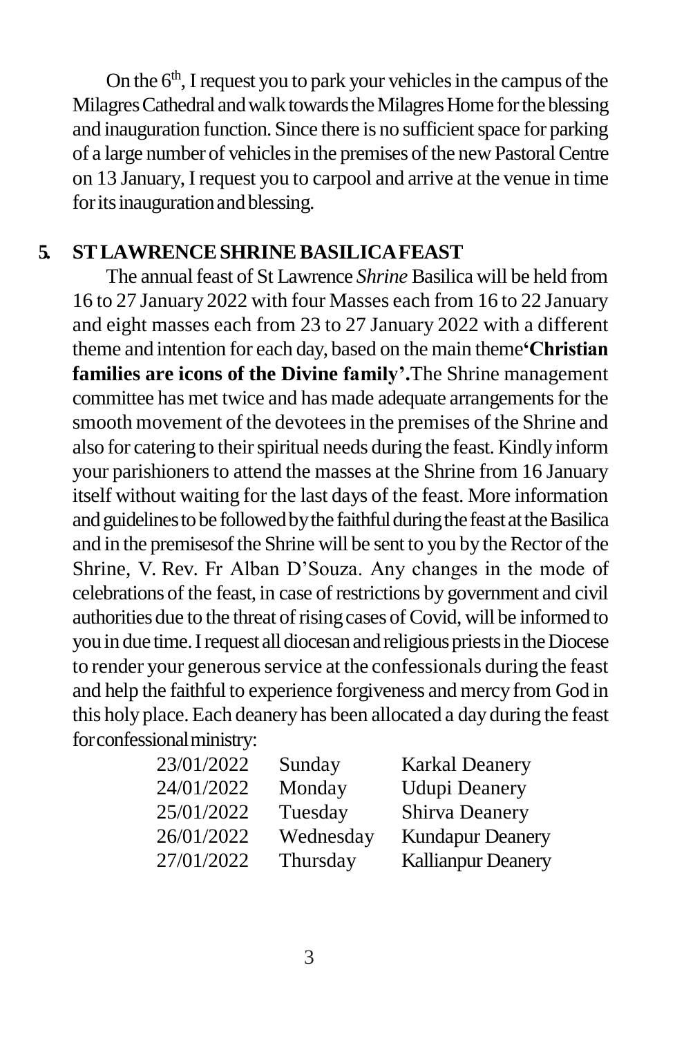On the 6th, I request you to park your vehicles in the campus of the Milagres Cathedral and walk towards the Milagres Home for the blessing and inauguration function. Since there is no sufficient space for parking of a large number of vehicles in the premises of the new Pastoral Centre on 13 January, I request you to carpool and arrive at the venue in time for its inauguration and blessing.

## 5. ST LAWRENCE SHRINE BASILICA FEAST

The annual feast of St Lawrence *Shrine* Basilica will be held from 16 to 27 January 2022 with four Masses each from 16 to 22 January and eight masses each from 23 to 27 January 2022 with a different theme and intention for each day, based on the main theme **'Christian families are icons of the Divine family'.** The Shrine management committee has met twice and has made adequate arrangements for the smooth movement of the devotees in the premises of the Shrine and also for catering to their spiritual needs during the feast. Kindly inform your parishioners to attend the masses at the Shrine from 16 January itself without waiting for the last days of the feast. More information and guidelines to be followed by the faithful during the feast at the Basilica and in the premisesof the Shrine will be sent to you by the Rector of the Shrine, V. Rev. Fr Alban D'Souza. Any changes in the mode of celebrations of the feast, in case of restrictions by government and civil authorities due to the threat of rising cases of Covid, will be informed to you in due time. I request all diocesan and religious priests in the Diocese to render your generous service at the confessionals during the feast and help the faithful to experience forgiveness and mercy from God in this holy place. Each deanery has been allocated a day during the feast for confessional ministry:

| | | |
|---|---|---|
| 23/01/2022 | Sunday | Karkal Deanery |
| 24/01/2022 | Monday | Udupi Deanery |
| 25/01/2022 | Tuesday | Shirva Deanery |
| 26/01/2022 | Wednesday | Kundapur Deanery |
| 27/01/2022 | Thursday | Kallianpur Deanery |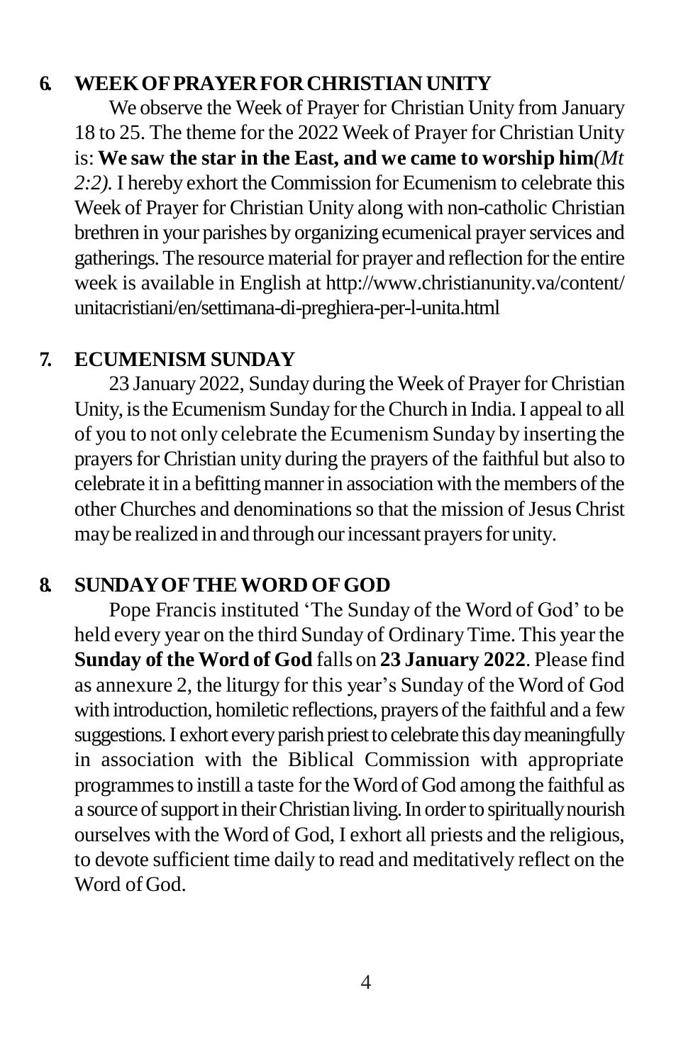## 6. WEEK OF PRAYER FOR CHRISTIAN UNITY

We observe the Week of Prayer for Christian Unity from January 18 to 25. The theme for the 2022 Week of Prayer for Christian Unity is: **We saw the star in the East, and we came to worship him***(Mt 2:2).* I hereby exhort the Commission for Ecumenism to celebrate this Week of Prayer for Christian Unity along with non-catholic Christian brethren in your parishes by organizing ecumenical prayer services and gatherings. The resource material for prayer and reflection for the entire week is available in English at http://www.christianunity.va/content/unitacristiani/en/settimana-di-preghiera-per-l-unita.html

## 7. ECUMENISM SUNDAY

23 January 2022, Sunday during the Week of Prayer for Christian Unity, is the Ecumenism Sunday for the Church in India. I appeal to all of you to not only celebrate the Ecumenism Sunday by inserting the prayers for Christian unity during the prayers of the faithful but also to celebrate it in a befitting manner in association with the members of the other Churches and denominations so that the mission of Jesus Christ may be realized in and through our incessant prayers for unity.

## 8. SUNDAY OF THE WORD OF GOD

Pope Francis instituted 'The Sunday of the Word of God' to be held every year on the third Sunday of Ordinary Time. This year the **Sunday of the Word of God** falls on **23 January 2022**. Please find as annexure 2, the liturgy for this year's Sunday of the Word of God with introduction, homiletic reflections, prayers of the faithful and a few suggestions. I exhort every parish priest to celebrate this day meaningfully in association with the Biblical Commission with appropriate programmes to instill a taste for the Word of God among the faithful as a source of support in their Christian living. In order to spiritually nourish ourselves with the Word of God, I exhort all priests and the religious, to devote sufficient time daily to read and meditatively reflect on the Word of God.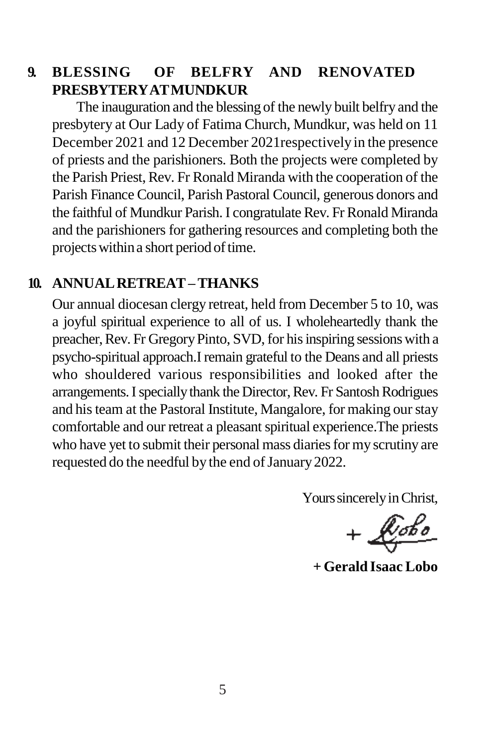## 9. BLESSING OF BELFRY AND RENOVATED PRESBYTERY AT MUNDKUR

The inauguration and the blessing of the newly built belfry and the presbytery at Our Lady of Fatima Church, Mundkur, was held on 11 December 2021 and 12 December 2021respectively in the presence of priests and the parishioners. Both the projects were completed by the Parish Priest, Rev. Fr Ronald Miranda with the cooperation of the Parish Finance Council, Parish Pastoral Council, generous donors and the faithful of Mundkur Parish. I congratulate Rev. Fr Ronald Miranda and the parishioners for gathering resources and completing both the projects within a short period of time.

## 10. ANNUAL RETREAT – THANKS

Our annual diocesan clergy retreat, held from December 5 to 10, was a joyful spiritual experience to all of us. I wholeheartedly thank the preacher, Rev. Fr Gregory Pinto, SVD, for his inspiring sessions with a psycho-spiritual approach.I remain grateful to the Deans and all priests who shouldered various responsibilities and looked after the arrangements. I specially thank the Director, Rev. Fr Santosh Rodrigues and his team at the Pastoral Institute, Mangalore, for making our stay comfortable and our retreat a pleasant spiritual experience.The priests who have yet to submit their personal mass diaries for my scrutiny are requested do the needful by the end of January 2022.

Yours sincerely in Christ,

+ Lobo

**+ Gerald Isaac Lobo**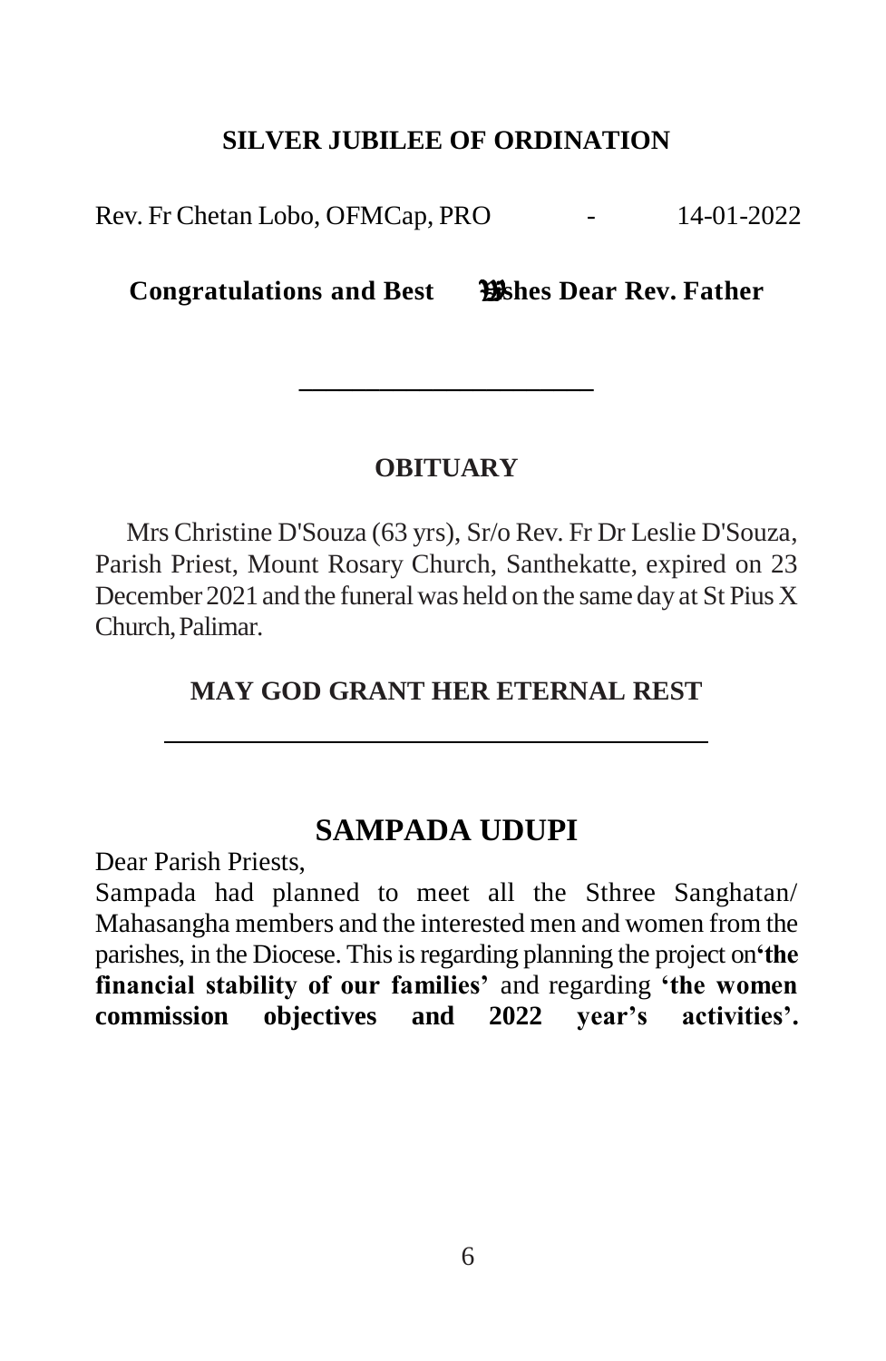## SILVER JUBILEE OF ORDINATION

Rev. Fr Chetan Lobo, OFMCap, PRO - 14-01-2022

**Congratulations and Best Wishes Dear Rev. Father**

---

## OBITUARY

Mrs Christine D'Souza (63 yrs), Sr/o Rev. Fr Dr Leslie D'Souza, Parish Priest, Mount Rosary Church, Santhekatte, expired on 23 December 2021 and the funeral was held on the same day at St Pius X Church, Palimar.

**MAY GOD GRANT HER ETERNAL REST**

---

## SAMPADA UDUPI

Dear Parish Priests,

Sampada had planned to meet all the Sthree Sanghatan/ Mahasangha members and the interested men and women from the parishes, in the Diocese. This is regarding planning the project on **'the financial stability of our families'** and regarding **'the women commission objectives and 2022 year's activities'.**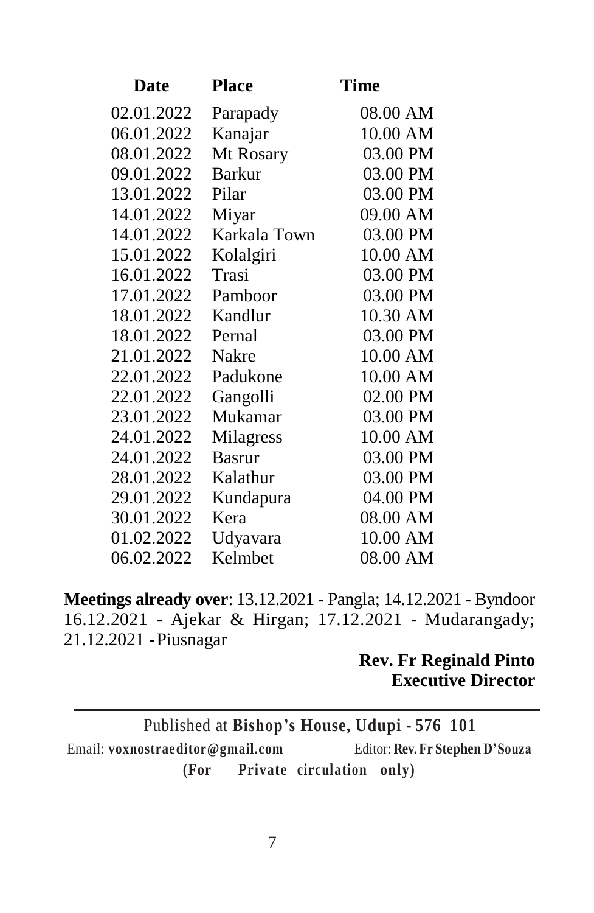| Date | Place | Time |
|---|---|---|
| 02.01.2022 | Parapady | 08.00 AM |
| 06.01.2022 | Kanajar | 10.00 AM |
| 08.01.2022 | Mt Rosary | 03.00 PM |
| 09.01.2022 | Barkur | 03.00 PM |
| 13.01.2022 | Pilar | 03.00 PM |
| 14.01.2022 | Miyar | 09.00 AM |
| 14.01.2022 | Karkala Town | 03.00 PM |
| 15.01.2022 | Kolalgiri | 10.00 AM |
| 16.01.2022 | Trasi | 03.00 PM |
| 17.01.2022 | Pamboor | 03.00 PM |
| 18.01.2022 | Kandlur | 10.30 AM |
| 18.01.2022 | Pernal | 03.00 PM |
| 21.01.2022 | Nakre | 10.00 AM |
| 22.01.2022 | Padukone | 10.00 AM |
| 22.01.2022 | Gangolli | 02.00 PM |
| 23.01.2022 | Mukamar | 03.00 PM |
| 24.01.2022 | Milagress | 10.00 AM |
| 24.01.2022 | Basrur | 03.00 PM |
| 28.01.2022 | Kalathur | 03.00 PM |
| 29.01.2022 | Kundapura | 04.00 PM |
| 30.01.2022 | Kera | 08.00 AM |
| 01.02.2022 | Udyavara | 10.00 AM |
| 06.02.2022 | Kelmbet | 08.00 AM |

**Meetings already over**: 13.12.2021 - Pangla; 14.12.2021 - Byndoor 16.12.2021 - Ajekar & Hirgan; 17.12.2021 - Mudarangady; 21.12.2021 - Piusnagar

**Rev. Fr Reginald Pinto**
**Executive Director**

---

Published at **Bishop's House, Udupi - 576 101**

Email: **voxnostraeditor@gmail.com** Editor: **Rev. Fr Stephen D'Souza**

**(For Private circulation only)**